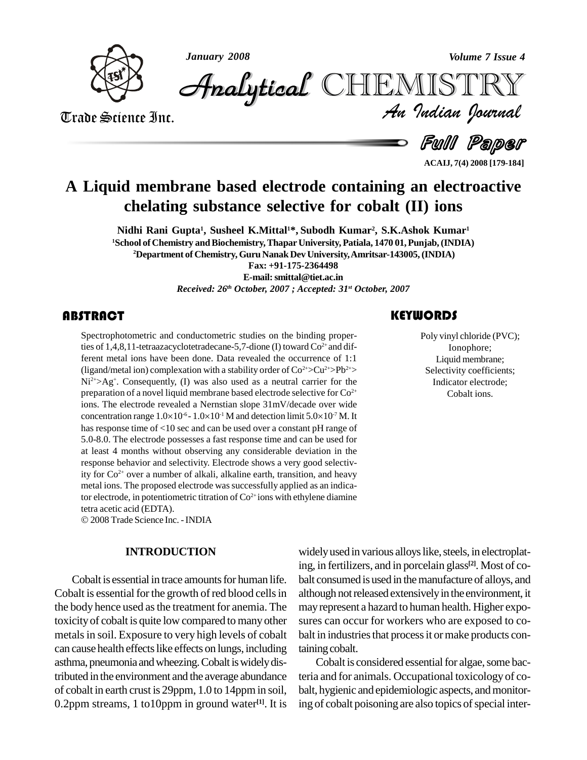# A Liquid membrane based electrode containing an electroactive chelating substance selective for cobalt (II) ions

**Nidhi Rani Gupta[1], Susheel K.Mittal[1]*, Subodh Kumar[2], S.K.Ashok Kumar[1]**

[1]School of Chemistry and Biochemistry, Thapar University, Patiala, 1470 01, Punjab, (INDIA)

[2]Department of Chemistry, Guru Nanak Dev University, Amritsar-143005, (INDIA)

Fax: +91-175-2364498

E-mail: smittal@tiet.ac.in

*Received: 26th October, 2007 ; Accepted: 31st October, 2007*

## ABSTRACT

Spectrophotometric and conductometric studies on the binding properties of 1,4,8,11-tetraazacyclotetradecane-5,7-dione (I) toward $Co^{2+}$ and different metal ions have been done. Data revealed the occurrence of 1:1 (ligand/metal ion) complexation with a stability order of $Co^{2+}$>$Cu^{2+}$>$Pb^{2+}$>$Ni^{2+}$>$Ag^{+}$. Consequently, (I) was also used as a neutral carrier for the preparation of a novel liquid membrane based electrode selective for $Co^{2+}$ ions. The electrode revealed a Nernstian slope 31mV/decade over wide concentration range $1.0\times10^{-6}$ - $1.0\times10^{-1}$ M and detection limit $5.0\times10^{-7}$ M. It has response time of <10 sec and can be used over a constant pH range of 5.0-8.0. The electrode possesses a fast response time and can be used for at least 4 months without observing any considerable deviation in the response behavior and selectivity. Electrode shows a very good selectivity for $Co^{2+}$ over a number of alkali, alkaline earth, transition, and heavy metal ions. The proposed electrode was successfully applied as an indicator electrode, in potentiometric titration of $Co^{2+}$ ions with ethylene diamine tetra acetic acid (EDTA).

© 2008 Trade Science Inc. - INDIA

## KEYWORDS

Poly vinyl chloride (PVC);
Ionophore;
Liquid membrane;
Selectivity coefficients;
Indicator electrode;
Cobalt ions.

## INTRODUCTION

Cobalt is essential in trace amounts for human life. Cobalt is essential for the growth of red blood cells in the body hence used as the treatment for anemia. The toxicity of cobalt is quite low compared to many other metals in soil. Exposure to very high levels of cobalt can cause health effects like effects on lungs, including asthma, pneumonia and wheezing. Cobalt is widely distributed in the environment and the average abundance of cobalt in earth crust is 29ppm, 1.0 to 14ppm in soil, 0.2ppm streams, 1 to10ppm in ground water[1]. It is widely used in various alloys like, steels, in electroplating, in fertilizers, and in porcelain glass[2]. Most of cobalt consumed is used in the manufacture of alloys, and although not released extensively in the environment, it may represent a hazard to human health. Higher exposures can occur for workers who are exposed to cobalt in industries that process it or make products containing cobalt.

Cobalt is considered essential for algae, some bacteria and for animals. Occupational toxicology of cobalt, hygienic and epidemiologic aspects, and monitoring of cobalt poisoning are also topics of special inter-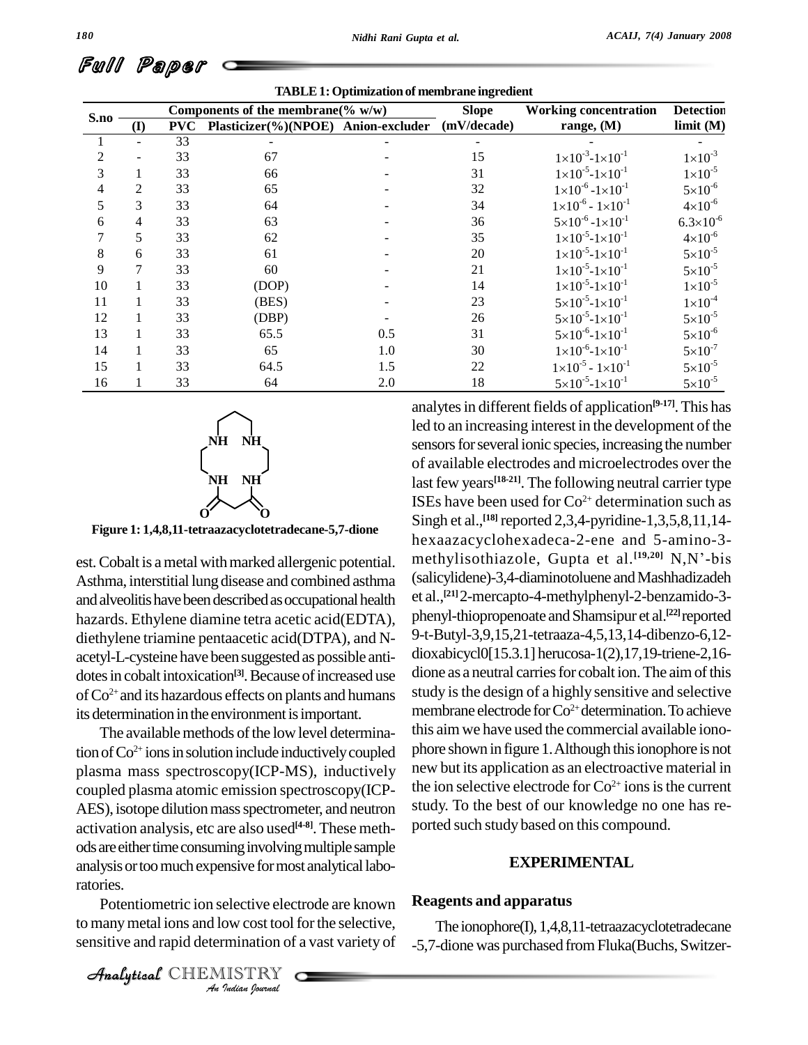**TABLE 1: Optimization of membrane ingredient**

| S.no | Components of the membrane(% w/w) | | | | Slope | Working concentration | Detection |
|---|---|---|---|---|---|---|---|
| | (I) | PVC | Plasticizer(%)(NPOE) | Anion-excluder | (mV/decade) | range, (M) | limit (M) |
| 1 | - | 33 | - | - | - | - | - |
| 2 | - | 33 | 67 | - | 15 | $1\times10^{-3}$-$1\times10^{-1}$ | $1\times10^{-3}$ |
| 3 | 1 | 33 | 66 | - | 31 | $1\times10^{-5}$-$1\times10^{-1}$ | $1\times10^{-5}$ |
| 4 | 2 | 33 | 65 | - | 32 | $1\times10^{-6}$-$1\times10^{-1}$ | $5\times10^{-6}$ |
| 5 | 3 | 33 | 64 | - | 34 | $1\times10^{-6}$ - $1\times10^{-1}$ | $4\times10^{-6}$ |
| 6 | 4 | 33 | 63 | - | 36 | $5\times10^{-6}$-$1\times10^{-1}$ | $6.3\times10^{-6}$ |
| 7 | 5 | 33 | 62 | - | 35 | $1\times10^{-5}$-$1\times10^{-1}$ | $4\times10^{-6}$ |
| 8 | 6 | 33 | 61 | - | 20 | $1\times10^{-5}$-$1\times10^{-1}$ | $5\times10^{-5}$ |
| 9 | 7 | 33 | 60 | - | 21 | $1\times10^{-5}$-$1\times10^{-1}$ | $5\times10^{-5}$ |
| 10 | 1 | 33 | (DOP) | - | 14 | $1\times10^{-5}$-$1\times10^{-1}$ | $1\times10^{-5}$ |
| 11 | 1 | 33 | (BES) | - | 23 | $5\times10^{-5}$-$1\times10^{-1}$ | $1\times10^{-4}$ |
| 12 | 1 | 33 | (DBP) | - | 26 | $5\times10^{-5}$-$1\times10^{-1}$ | $5\times10^{-5}$ |
| 13 | 1 | 33 | 65.5 | 0.5 | 31 | $5\times10^{-6}$-$1\times10^{-1}$ | $5\times10^{-6}$ |
| 14 | 1 | 33 | 65 | 1.0 | 30 | $1\times10^{-6}$-$1\times10^{-1}$ | $5\times10^{-7}$ |
| 15 | 1 | 33 | 64.5 | 1.5 | 22 | $1\times10^{-5}$ - $1\times10^{-1}$ | $5\times10^{-5}$ |
| 16 | 1 | 33 | 64 | 2.0 | 18 | $5\times10^{-5}$-$1\times10^{-1}$ | $5\times10^{-5}$ |

**Figure 1: 1,4,8,11-tetraazacyclotetradecane-5,7-dione**

est. Cobalt is a metal with marked allergenic potential. Asthma, interstitial lung disease and combined asthma and alveolitis have been described as occupational health hazards. Ethylene diamine tetra acetic acid(EDTA), diethylene triamine pentaacetic acid(DTPA), and N-acetyl-L-cysteine have been suggested as possible antidotes in cobalt intoxication[3]. Because of increased use of $Co^{2+}$ and its hazardous effects on plants and humans its determination in the environment is important.

The available methods of the low level determination of $Co^{2+}$ ions in solution include inductively coupled plasma mass spectroscopy(ICP-MS), inductively coupled plasma atomic emission spectroscopy(ICP-AES), isotope dilution mass spectrometer, and neutron activation analysis, etc are also used[4-8]. These methods are either time consuming involving multiple sample analysis or too much expensive for most analytical laboratories.

Potentiometric ion selective electrode are known to many metal ions and low cost tool for the selective, sensitive and rapid determination of a vast variety of analytes in different fields of application[9-17]. This has led to an increasing interest in the development of the sensors for several ionic species, increasing the number of available electrodes and microelectrodes over the last few years[18-21]. The following neutral carrier type ISEs have been used for $Co^{2+}$ determination such as Singh et al.,[18] reported 2,3,4-pyridine-1,3,5,8,11,14-hexaazacyclohexadeca-2-ene and 5-amino-3-methylisothiazole, Gupta et al.[19,20] N,N'-bis (salicylidene)-3,4-diaminotoluene and Mashhadizadeh et al.,[21] 2-mercapto-4-methylphenyl-2-benzamido-3-phenyl-thiopropenoate and Shamsipur et al.[22] reported 9-t-Butyl-3,9,15,21-tetraaza-4,5,13,14-dibenzo-6,12-dioxabicycl0[15.3.1] herucosa-1(2),17,19-triene-2,16-dione as a neutral carries for cobalt ion. The aim of this study is the design of a highly sensitive and selective membrane electrode for $Co^{2+}$ determination. To achieve this aim we have used the commercial available ionophore shown in figure 1. Although this ionophore is not new but its application as an electroactive material in the ion selective electrode for $Co^{2+}$ ions is the current study. To the best of our knowledge no one has reported such study based on this compound.

## EXPERIMENTAL

### Reagents and apparatus

The ionophore(I), 1,4,8,11-tetraazacyclotetradecane-5,7-dione was purchased from Fluka(Buchs, Switzer-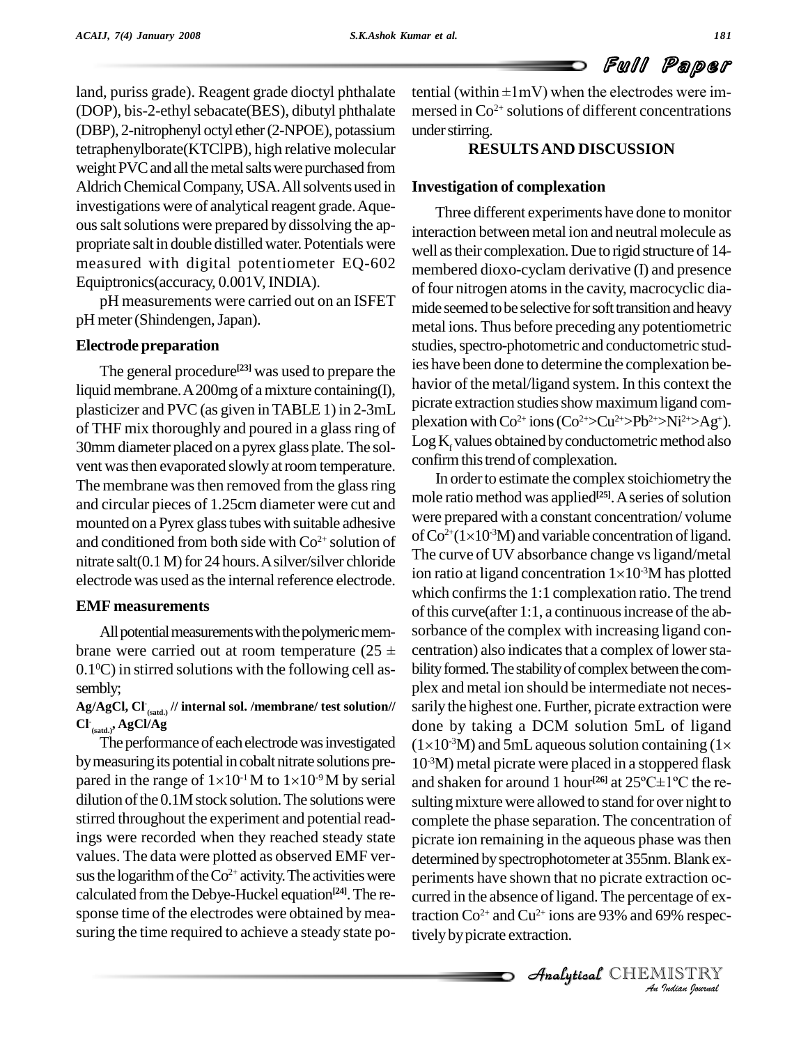land, puriss grade). Reagent grade dioctyl phthalate (DOP), bis-2-ethyl sebacate(BES), dibutyl phthalate (DBP), 2-nitrophenyl octyl ether (2-NPOE), potassium tetraphenylborate(KTClPB), high relative molecular weight PVC and all the metal salts were purchased from Aldrich Chemical Company, USA. All solvents used in investigations were of analytical reagent grade. Aqueous salt solutions were prepared by dissolving the appropriate salt in double distilled water. Potentials were measured with digital potentiometer EQ-602 Equiptronics(accuracy, 0.001V, INDIA).

pH measurements were carried out on an ISFET pH meter (Shindengen, Japan).

### Electrode preparation

The general procedure[23] was used to prepare the liquid membrane. A 200mg of a mixture containing(I), plasticizer and PVC (as given in TABLE 1) in 2-3mL of THF mix thoroughly and poured in a glass ring of 30mm diameter placed on a pyrex glass plate. The solvent was then evaporated slowly at room temperature. The membrane was then removed from the glass ring and circular pieces of 1.25cm diameter were cut and mounted on a Pyrex glass tubes with suitable adhesive and conditioned from both side with $Co^{2+}$ solution of nitrate salt(0.1 M) for 24 hours. A silver/silver chloride electrode was used as the internal reference electrode.

### EMF measurements

All potential measurements with the polymeric membrane were carried out at room temperature ($25 \pm 0.1^0$C) in stirred solutions with the following cell assembly;

**Ag/AgCl, $Cl^-_{(satd.)}$ // internal sol. /membrane/ test solution// $Cl^-_{(satd.)}$, AgCl/Ag**

The performance of each electrode was investigated by measuring its potential in cobalt nitrate solutions prepared in the range of $1\times10^{-1}$ M to $1\times10^{-9}$ M by serial dilution of the 0.1M stock solution. The solutions were stirred throughout the experiment and potential readings were recorded when they reached steady state values. The data were plotted as observed EMF versus the logarithm of the $Co^{2+}$ activity. The activities were calculated from the Debye-Huckel equation[24]. The response time of the electrodes were obtained by measuring the time required to achieve a steady state potential (within $\pm$1mV) when the electrodes were immersed in $Co^{2+}$ solutions of different concentrations under stirring.

## RESULTS AND DISCUSSION

### Investigation of complexation

Three different experiments have done to monitor interaction between metal ion and neutral molecule as well as their complexation. Due to rigid structure of 14-membered dioxo-cyclam derivative (I) and presence of four nitrogen atoms in the cavity, macrocyclic diamide seemed to be selective for soft transition and heavy metal ions. Thus before preceding any potentiometric studies, spectro-photometric and conductometric studies have been done to determine the complexation behavior of the metal/ligand system. In this context the picrate extraction studies show maximum ligand complexation with $Co^{2+}$ ions ($Co^{2+}$>$Cu^{2+}$>$Pb^{2+}$>$Ni^{2+}$>$Ag^+$). Log $K_f$ values obtained by conductometric method also confirm this trend of complexation.

In order to estimate the complex stoichiometry the mole ratio method was applied[25]. A series of solution were prepared with a constant concentration/ volume of $Co^{2+}$($1\times10^{-3}$M) and variable concentration of ligand. The curve of UV absorbance change vs ligand/metal ion ratio at ligand concentration $1\times10^{-3}$M has plotted which confirms the 1:1 complexation ratio. The trend of this curve(after 1:1, a continuous increase of the absorbance of the complex with increasing ligand concentration) also indicates that a complex of lower stability formed. The stability of complex between the complex and metal ion should be intermediate not necessarily the highest one. Further, picrate extraction were done by taking a DCM solution 5mL of ligand ($1\times10^{-3}$M) and 5mL aqueous solution containing ($1\times10^{-3}$M) metal picrate were placed in a stoppered flask and shaken for around 1 hour[26] at 25ºC±1ºC the resulting mixture were allowed to stand for over night to complete the phase separation. The concentration of picrate ion remaining in the aqueous phase was then determined by spectrophotometer at 355nm. Blank experiments have shown that no picrate extraction occurred in the absence of ligand. The percentage of extraction $Co^{2+}$ and $Cu^{2+}$ ions are 93% and 69% respectively by picrate extraction.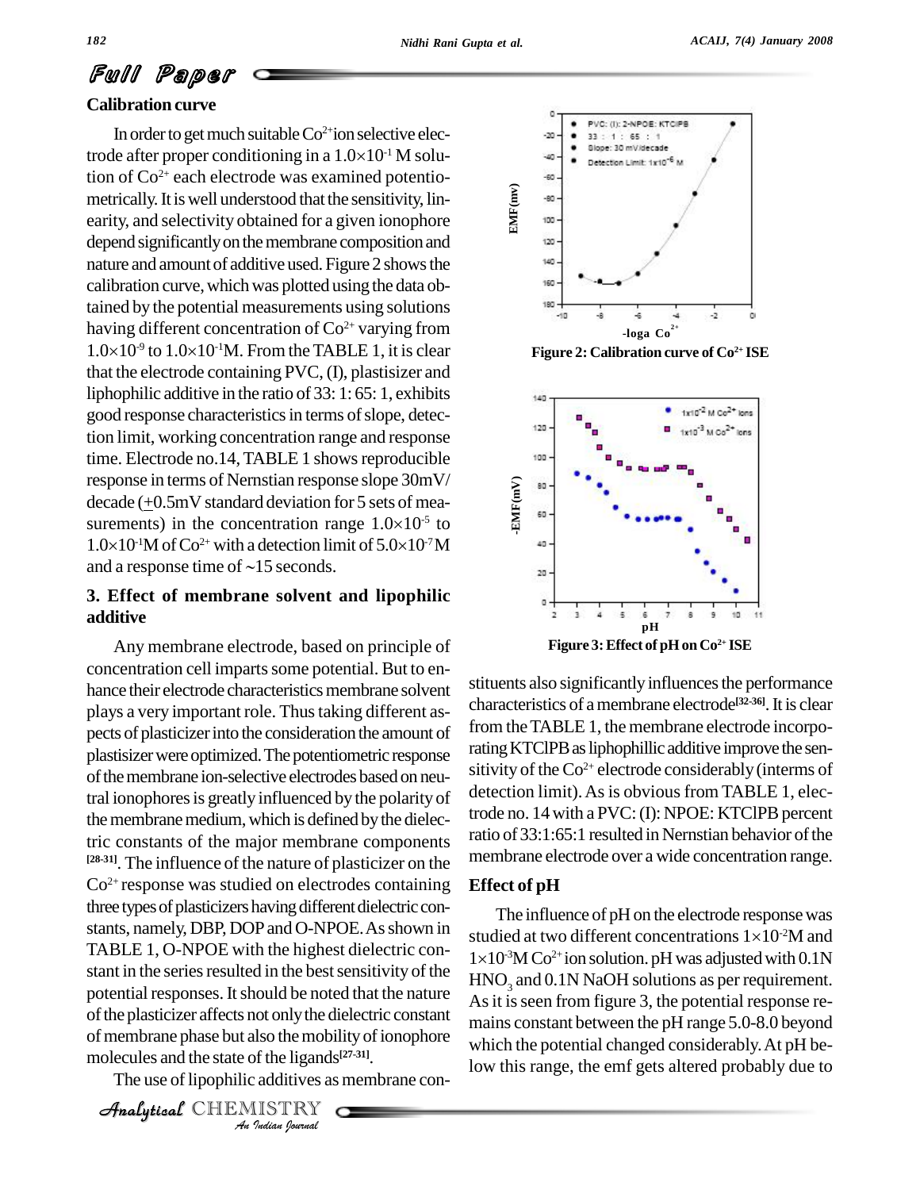**Full Paper**

### Calibration curve

In order to get much suitable $Co^{2+}$ ion selective electrode after proper conditioning in a $1.0\times10^{-1}$ M solution of $Co^{2+}$ each electrode was examined potentiometrically. It is well understood that the sensitivity, linearity, and selectivity obtained for a given ionophore depend significantly on the membrane composition and nature and amount of additive used. Figure 2 shows the calibration curve, which was plotted using the data obtained by the potential measurements using solutions having different concentration of $Co^{2+}$ varying from $1.0\times10^{-9}$ to $1.0\times10^{-1}$M. From the TABLE 1, it is clear that the electrode containing PVC, (I), plastisizer and liphophilic additive in the ratio of 33: 1: 65: 1, exhibits good response characteristics in terms of slope, detection limit, working concentration range and response time. Electrode no.14, TABLE 1 shows reproducible response in terms of Nernstian response slope 30mV/decade (±0.5mV standard deviation for 5 sets of measurements) in the concentration range $1.0\times10^{-5}$ to $1.0\times10^{-1}$M of $Co^{2+}$ with a detection limit of $5.0\times10^{-7}$M and a response time of ~15 seconds.

Figure 2: Calibration curve of $Co^{2+}$ ISE

Figure 3: Effect of pH on $Co^{2+}$ ISE

### 3. Effect of membrane solvent and lipophilic additive

Any membrane electrode, based on principle of concentration cell imparts some potential. But to enhance their electrode characteristics membrane solvent plays a very important role. Thus taking different aspects of plasticizer into the consideration the amount of plastisizer were optimized. The potentiometric response of the membrane ion-selective electrodes based on neutral ionophores is greatly influenced by the polarity of the membrane medium, which is defined by the dielectric constants of the major membrane components [28-31]. The influence of the nature of plasticizer on the $Co^{2+}$ response was studied on electrodes containing three types of plasticizers having different dielectric constants, namely, DBP, DOP and O-NPOE. As shown in TABLE 1, O-NPOE with the highest dielectric constant in the series resulted in the best sensitivity of the potential responses. It should be noted that the nature of the plasticizer affects not only the dielectric constant of membrane phase but also the mobility of ionophore molecules and the state of the ligands[27-31].

The use of lipophilic additives as membrane constituents also significantly influences the performance characteristics of a membrane electrode[32-36]. It is clear from the TABLE 1, the membrane electrode incorporating KTClPB as liphophillic additive improve the sensitivity of the $Co^{2+}$ electrode considerably (interms of detection limit). As is obvious from TABLE 1, electrode no. 14 with a PVC: (I): NPOE: KTClPB percent ratio of 33:1:65:1 resulted in Nernstian behavior of the membrane electrode over a wide concentration range.

### Effect of pH

The influence of pH on the electrode response was studied at two different concentrations $1\times10^{-2}$M and $1\times10^{-3}$M $Co^{2+}$ ion solution. pH was adjusted with 0.1N $HNO_3$ and 0.1N NaOH solutions as per requirement. As it is seen from figure 3, the potential response remains constant between the pH range 5.0-8.0 beyond which the potential changed considerably. At pH below this range, the emf gets altered probably due to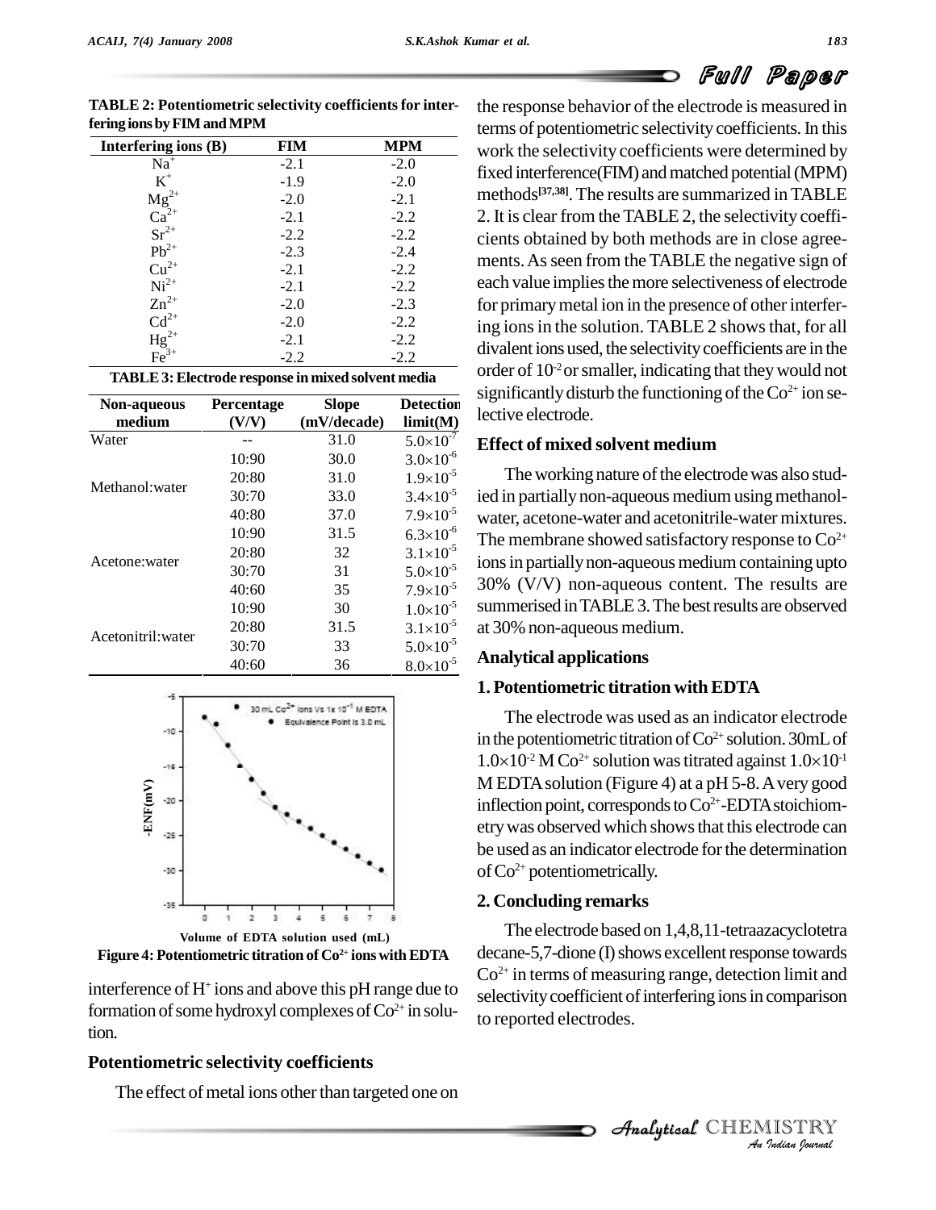**TABLE 2: Potentiometric selectivity coefficients for interfering ions by FIM and MPM**

| Interfering ions (B) | FIM | MPM |
|---|---|---|
| $Na^{+}$ | -2.1 | -2.0 |
| $K^{+}$ | -1.9 | -2.0 |
| $Mg^{2+}$ | -2.0 | -2.1 |
| $Ca^{2+}$ | -2.1 | -2.2 |
| $Sr^{2+}$ | -2.2 | -2.2 |
| $Pb^{2+}$ | -2.3 | -2.4 |
| $Cu^{2+}$ | -2.1 | -2.2 |
| $Ni^{2+}$ | -2.1 | -2.2 |
| $Zn^{2+}$ | -2.0 | -2.3 |
| $Cd^{2+}$ | -2.0 | -2.2 |
| $Hg^{2+}$ | -2.1 | -2.2 |
| $Fe^{3+}$ | -2.2 | -2.2 |

**TABLE 3: Electrode response in mixed solvent media**

| Non-aqueous medium | Percentage (V/V) | Slope (mV/decade) | Detection limit(M) |
|---|---|---|---|
| Water | -- | 31.0 | $5.0\times10^{-7}$ |
| Methanol:water | 10:90 | 30.0 | $3.0\times10^{-6}$ |
| | 20:80 | 31.0 | $1.9\times10^{-5}$ |
| | 30:70 | 33.0 | $3.4\times10^{-5}$ |
| | 40:80 | 37.0 | $7.9\times10^{-5}$ |
| Acetone:water | 10:90 | 31.5 | $6.3\times10^{-6}$ |
| | 20:80 | 32 | $3.1\times10^{-5}$ |
| | 30:70 | 31 | $5.0\times10^{-5}$ |
| | 40:60 | 35 | $7.9\times10^{-5}$ |
| Acetonitril:water | 10:90 | 30 | $1.0\times10^{-5}$ |
| | 20:80 | 31.5 | $3.1\times10^{-5}$ |
| | 30:70 | 33 | $5.0\times10^{-5}$ |
| | 40:60 | 36 | $8.0\times10^{-5}$ |

**Figure 4: Potentiometric titration of $Co^{2+}$ ions with EDTA**

interference of $H^{+}$ ions and above this pH range due to formation of some hydroxyl complexes of $Co^{2+}$ in solution.

## Potentiometric selectivity coefficients

The effect of metal ions other than targeted one on the response behavior of the electrode is measured in terms of potentiometric selectivity coefficients. In this work the selectivity coefficients were determined by fixed interference(FIM) and matched potential (MPM) methods[37,38]. The results are summarized in TABLE 2. It is clear from the TABLE 2, the selectivity coefficients obtained by both methods are in close agreements. As seen from the TABLE the negative sign of each value implies the more selectiveness of electrode for primary metal ion in the presence of other interfering ions in the solution. TABLE 2 shows that, for all divalent ions used, the selectivity coefficients are in the order of $10^{-2}$ or smaller, indicating that they would not significantly disturb the functioning of the $Co^{2+}$ ion selective electrode.

## Effect of mixed solvent medium

The working nature of the electrode was also studied in partially non-aqueous medium using methanol-water, acetone-water and acetonitrile-water mixtures. The membrane showed satisfactory response to $Co^{2+}$ ions in partially non-aqueous medium containing upto 30% (V/V) non-aqueous content. The results are summerised in TABLE 3. The best results are observed at 30% non-aqueous medium.

## Analytical applications

### 1. Potentiometric titration with EDTA

The electrode was used as an indicator electrode in the potentiometric titration of $Co^{2+}$ solution. 30mL of $1.0\times10^{-2}$ M $Co^{2+}$ solution was titrated against $1.0\times10^{-1}$ M EDTA solution (Figure 4) at a pH 5-8. A very good inflection point, corresponds to $Co^{2+}$-EDTA stoichiometry was observed which shows that this electrode can be used as an indicator electrode for the determination of $Co^{2+}$ potentiometrically.

### 2. Concluding remarks

The electrode based on 1,4,8,11-tetraazacyclotetra decane-5,7-dione (I) shows excellent response towards $Co^{2+}$ in terms of measuring range, detection limit and selectivity coefficient of interfering ions in comparison to reported electrodes.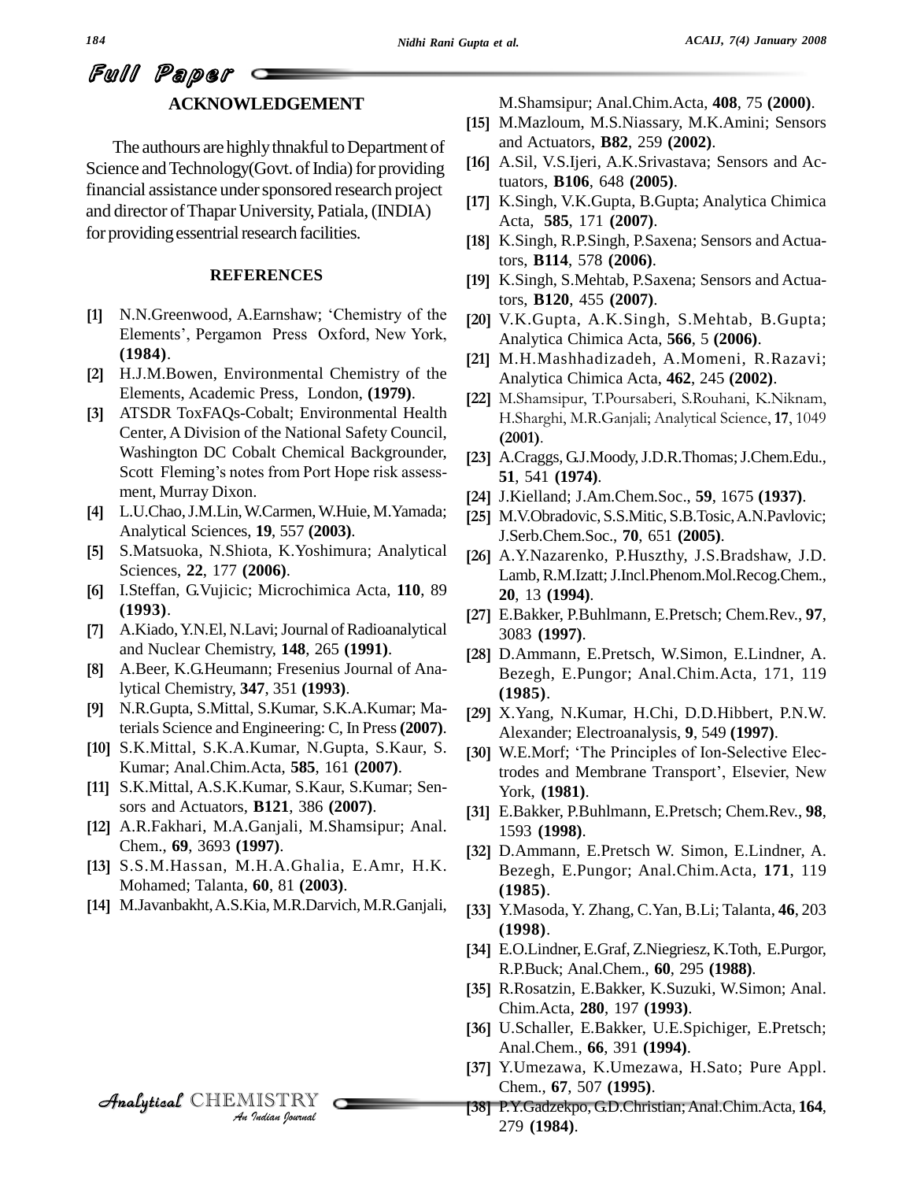## ACKNOWLEDGEMENT

The authours are highly thnakful to Department of Science and Technology(Govt. of India) for providing financial assistance under sponsored research project and director of Thapar University, Patiala, (INDIA) for providing essentrial research facilities.

## REFERENCES

- **[1]** N.N.Greenwood, A.Earnshaw; 'Chemistry of the Elements', Pergamon Press Oxford, New York, **(1984)**.
- **[2]** H.J.M.Bowen, Environmental Chemistry of the Elements, Academic Press, London, **(1979)**.
- **[3]** ATSDR ToxFAQs-Cobalt; Environmental Health Center, A Division of the National Safety Council, Washington DC Cobalt Chemical Backgrounder, Scott Fleming's notes from Port Hope risk assessment, Murray Dixon.
- **[4]** L.U.Chao, J.M.Lin, W.Carmen, W.Huie, M.Yamada; Analytical Sciences, **19**, 557 **(2003)**.
- **[5]** S.Matsuoka, N.Shiota, K.Yoshimura; Analytical Sciences, **22**, 177 **(2006)**.
- **[6]** I.Steffan, G.Vujicic; Microchimica Acta, **110**, 89 **(1993)**.
- **[7]** A.Kiado, Y.N.El, N.Lavi; Journal of Radioanalytical and Nuclear Chemistry, **148**, 265 **(1991)**.
- **[8]** A.Beer, K.G.Heumann; Fresenius Journal of Analytical Chemistry, **347**, 351 **(1993)**.
- **[9]** N.R.Gupta, S.Mittal, S.Kumar, S.K.A.Kumar; Materials Science and Engineering: C, In Press **(2007)**.
- **[10]** S.K.Mittal, S.K.A.Kumar, N.Gupta, S.Kaur, S. Kumar; Anal.Chim.Acta, **585**, 161 **(2007)**.
- **[11]** S.K.Mittal, A.S.K.Kumar, S.Kaur, S.Kumar; Sensors and Actuators, **B121**, 386 **(2007)**.
- **[12]** A.R.Fakhari, M.A.Ganjali, M.Shamsipur; Anal. Chem., **69**, 3693 **(1997)**.
- **[13]** S.S.M.Hassan, M.H.A.Ghalia, E.Amr, H.K. Mohamed; Talanta, **60**, 81 **(2003)**.
- **[14]** M.Javanbakht, A.S.Kia, M.R.Darvich, M.R.Ganjali, M.Shamsipur; Anal.Chim.Acta, **408**, 75 **(2000)**.
- **[15]** M.Mazloum, M.S.Niassary, M.K.Amini; Sensors and Actuators, **B82**, 259 **(2002)**.
- **[16]** A.Sil, V.S.Ijeri, A.K.Srivastava; Sensors and Actuators, **B106**, 648 **(2005)**.
- **[17]** K.Singh, V.K.Gupta, B.Gupta; Analytica Chimica Acta, **585**, 171 **(2007)**.
- **[18]** K.Singh, R.P.Singh, P.Saxena; Sensors and Actuators, **B114**, 578 **(2006)**.
- **[19]** K.Singh, S.Mehtab, P.Saxena; Sensors and Actuators, **B120**, 455 **(2007)**.
- **[20]** V.K.Gupta, A.K.Singh, S.Mehtab, B.Gupta; Analytica Chimica Acta, **566**, 5 **(2006)**.
- **[21]** M.H.Mashhadizadeh, A.Momeni, R.Razavi; Analytica Chimica Acta, **462**, 245 **(2002)**.
- **[22]** M.Shamsipur, T.Poursaberi, S.Rouhani, K.Niknam, H.Sharghi, M.R.Ganjali; Analytical Science, **17**, 1049 **(2001)**.
- **[23]** A.Craggs, G.J.Moody, J.D.R.Thomas; J.Chem.Edu., **51**, 541 **(1974)**.
- **[24]** J.Kielland; J.Am.Chem.Soc., **59**, 1675 **(1937)**.
- **[25]** M.V.Obradovic, S.S.Mitic, S.B.Tosic, A.N.Pavlovic; J.Serb.Chem.Soc., **70**, 651 **(2005)**.
- **[26]** A.Y.Nazarenko, P.Huszthy, J.S.Bradshaw, J.D. Lamb, R.M.Izatt; J.Incl.Phenom.Mol.Recog.Chem., **20**, 13 **(1994)**.
- **[27]** E.Bakker, P.Buhlmann, E.Pretsch; Chem.Rev., **97**, 3083 **(1997)**.
- **[28]** D.Ammann, E.Pretsch, W.Simon, E.Lindner, A. Bezegh, E.Pungor; Anal.Chim.Acta, 171, 119 **(1985)**.
- **[29]** X.Yang, N.Kumar, H.Chi, D.D.Hibbert, P.N.W. Alexander; Electroanalysis, **9**, 549 **(1997)**.
- **[30]** W.E.Morf; 'The Principles of Ion-Selective Electrodes and Membrane Transport', Elsevier, New York, **(1981)**.
- **[31]** E.Bakker, P.Buhlmann, E.Pretsch; Chem.Rev., **98**, 1593 **(1998)**.
- **[32]** D.Ammann, E.Pretsch W. Simon, E.Lindner, A. Bezegh, E.Pungor; Anal.Chim.Acta, **171**, 119 **(1985)**.
- **[33]** Y.Masoda, Y. Zhang, C.Yan, B.Li; Talanta, **46**, 203 **(1998)**.
- **[34]** E.O.Lindner, E.Graf, Z.Niegriesz, K.Toth, E.Purgor, R.P.Buck; Anal.Chem., **60**, 295 **(1988)**.
- **[35]** R.Rosatzin, E.Bakker, K.Suzuki, W.Simon; Anal. Chim.Acta, **280**, 197 **(1993)**.
- **[36]** U.Schaller, E.Bakker, U.E.Spichiger, E.Pretsch; Anal.Chem., **66**, 391 **(1994)**.
- **[37]** Y.Umezawa, K.Umezawa, H.Sato; Pure Appl. Chem., **67**, 507 **(1995)**.
- **[38]** P.Y.Gadzekpo, G.D.Christian; Anal.Chim.Acta, **164**, 279 **(1984)**.